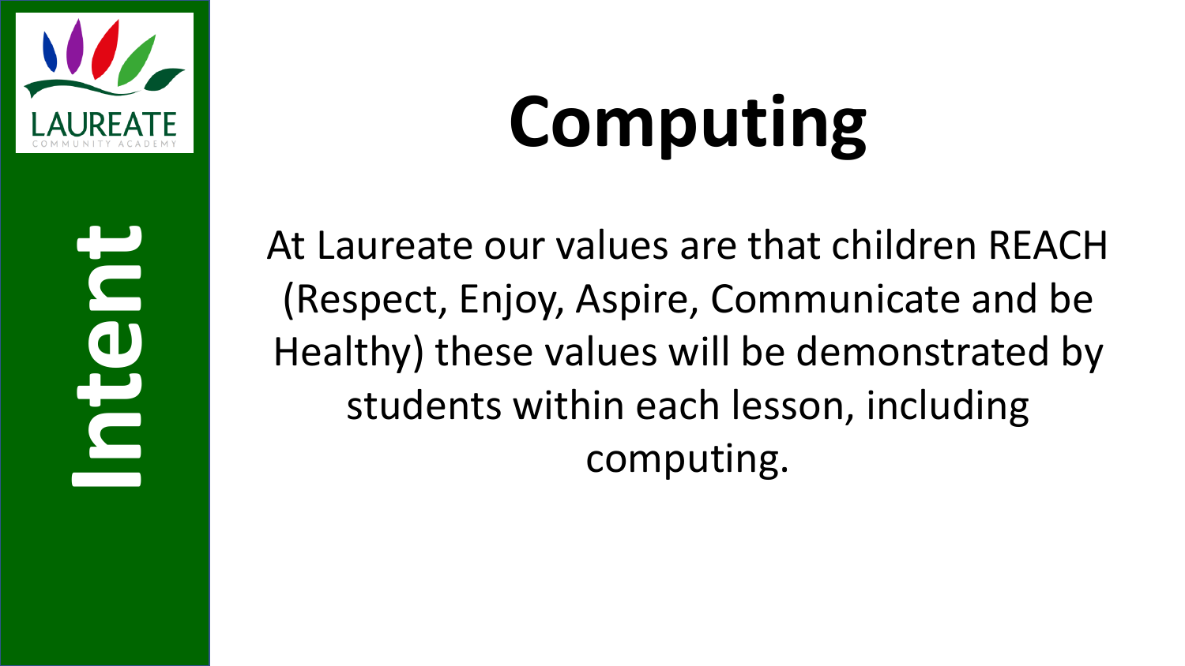LAUREATE
COMMUNITY ACADEMY

**Intent**

# Computing

At Laureate our values are that children REACH (Respect, Enjoy, Aspire, Communicate and be Healthy) these values will be demonstrated by students within each lesson, including computing.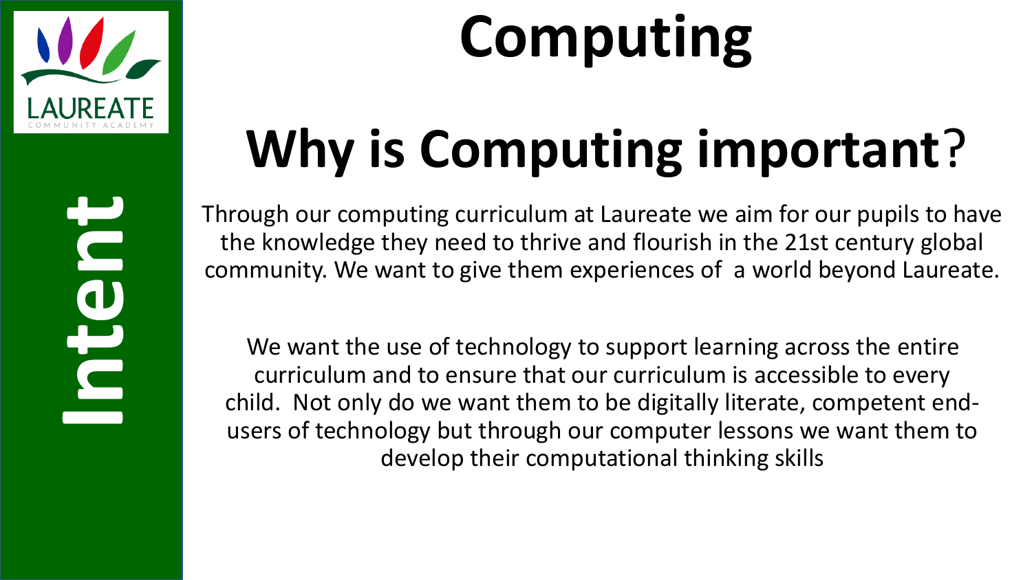LAUREATE COMMUNITY ACADEMY

**Intent**

# Computing

## Why is Computing important?

Through our computing curriculum at Laureate we aim for our pupils to have the knowledge they need to thrive and flourish in the 21st century global community. We want to give them experiences of a world beyond Laureate.

We want the use of technology to support learning across the entire curriculum and to ensure that our curriculum is accessible to every child. Not only do we want them to be digitally literate, competent end-users of technology but through our computer lessons we want them to develop their computational thinking skills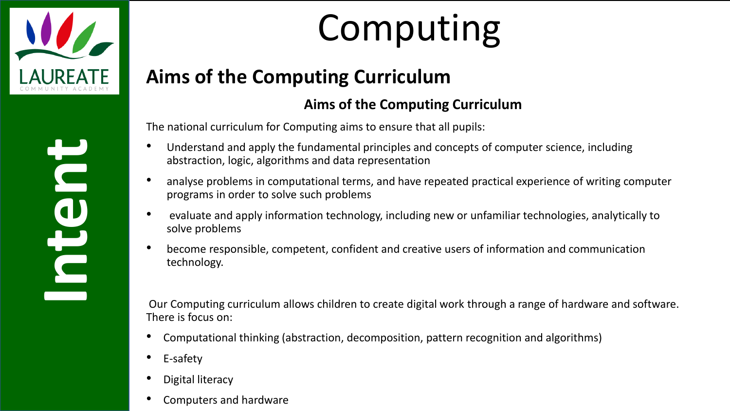# Computing

Intent

## Aims of the Computing Curriculum

### Aims of the Computing Curriculum

The national curriculum for Computing aims to ensure that all pupils:

- Understand and apply the fundamental principles and concepts of computer science, including abstraction, logic, algorithms and data representation
- analyse problems in computational terms, and have repeated practical experience of writing computer programs in order to solve such problems
- evaluate and apply information technology, including new or unfamiliar technologies, analytically to solve problems
- become responsible, competent, confident and creative users of information and communication technology.

Our Computing curriculum allows children to create digital work through a range of hardware and software. There is focus on:

- Computational thinking (abstraction, decomposition, pattern recognition and algorithms)
- E-safety
- Digital literacy
- Computers and hardware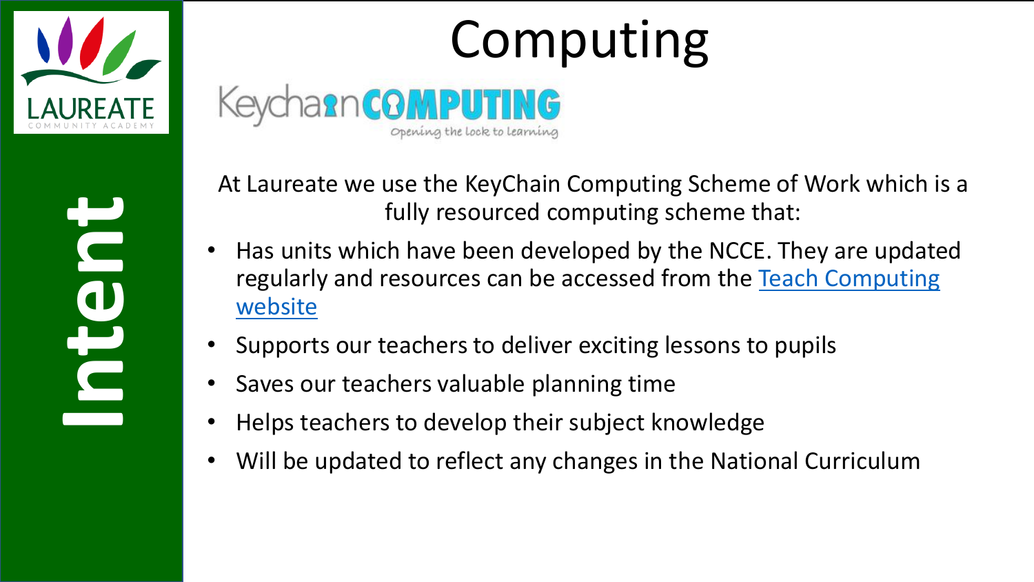# Computing

**Intent**

KeychainCOMPUTING

Opening the lock to learning

At Laureate we use the KeyChain Computing Scheme of Work which is a fully resourced computing scheme that:

- Has units which have been developed by the NCCE. They are updated regularly and resources can be accessed from the Teach Computing website
- Supports our teachers to deliver exciting lessons to pupils
- Saves our teachers valuable planning time
- Helps teachers to develop their subject knowledge
- Will be updated to reflect any changes in the National Curriculum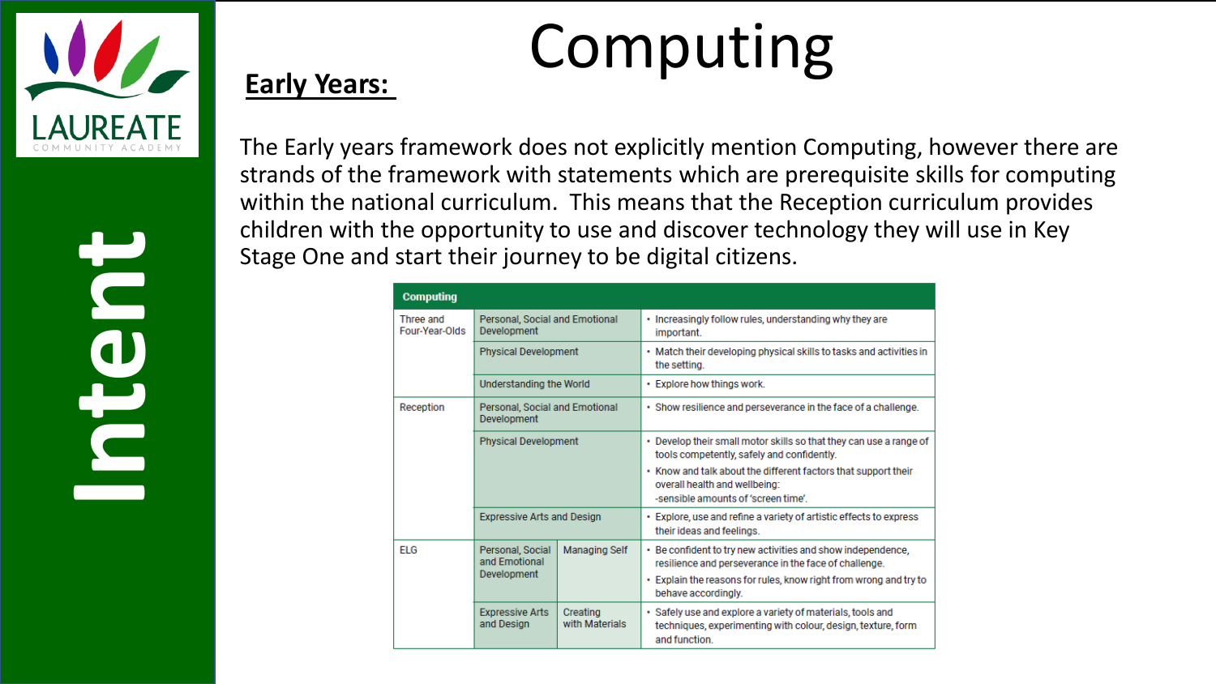# Computing

Intent

## Early Years:

The Early years framework does not explicitly mention Computing, however there are strands of the framework with statements which are prerequisite skills for computing within the national curriculum. This means that the Reception curriculum provides children with the opportunity to use and discover technology they will use in Key Stage One and start their journey to be digital citizens.

| Computing | | | |
|---|---|---|---|
| Three and Four-Year-Olds | Personal, Social and Emotional Development | | • Increasingly follow rules, understanding why they are important. |
| | Physical Development | | • Match their developing physical skills to tasks and activities in the setting. |
| | Understanding the World | | • Explore how things work. |
| Reception | Personal, Social and Emotional Development | | • Show resilience and perseverance in the face of a challenge. |
| | Physical Development | | • Develop their small motor skills so that they can use a range of tools competently, safely and confidently. • Know and talk about the different factors that support their overall health and wellbeing: -sensible amounts of 'screen time'. |
| | Expressive Arts and Design | | • Explore, use and refine a variety of artistic effects to express their ideas and feelings. |
| ELG | Personal, Social and Emotional Development | Managing Self | • Be confident to try new activities and show independence, resilience and perseverance in the face of challenge. • Explain the reasons for rules, know right from wrong and try to behave accordingly. |
| | Expressive Arts and Design | Creating with Materials | • Safely use and explore a variety of materials, tools and techniques, experimenting with colour, design, texture, form and function. |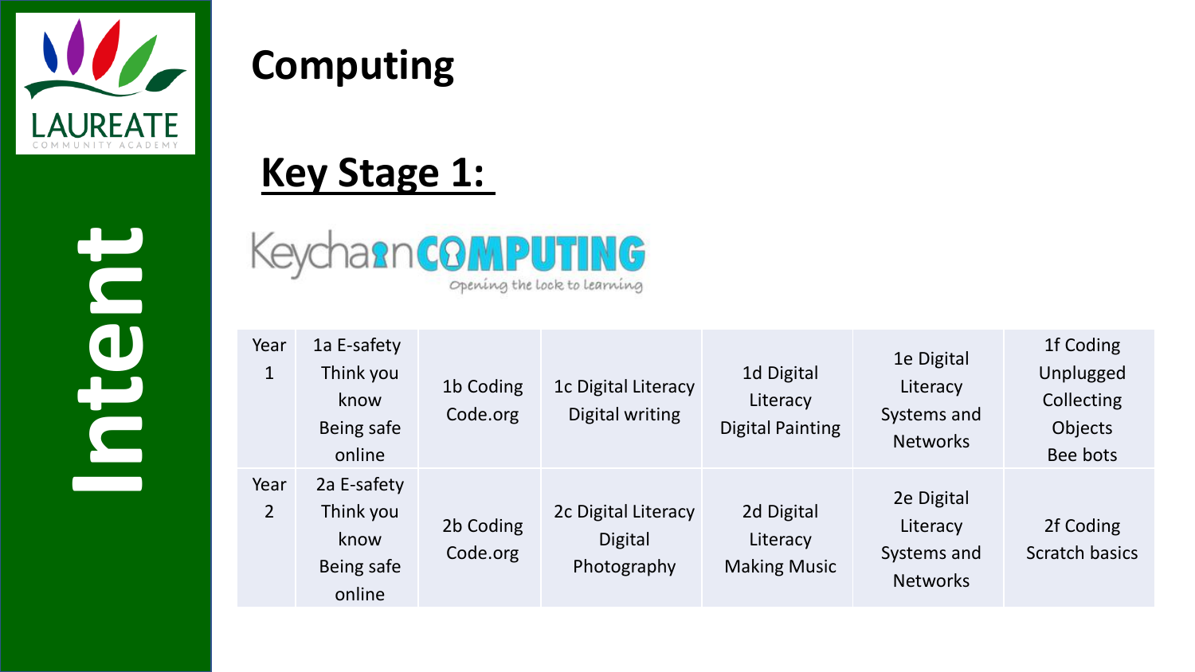Intent

# Computing

## Key Stage 1:

Keychain COMPUTING
Opening the lock to learning

| Year 1 | 1a E-safety Think you know Being safe online | 1b Coding Code.org | 1c Digital Literacy Digital writing | 1d Digital Literacy Digital Painting | 1e Digital Literacy Systems and Networks | 1f Coding Unplugged Collecting Objects Bee bots |
|---|---|---|---|---|---|---|
| Year 2 | 2a E-safety Think you know Being safe online | 2b Coding Code.org | 2c Digital Literacy Digital Photography | 2d Digital Literacy Making Music | 2e Digital Literacy Systems and Networks | 2f Coding Scratch basics |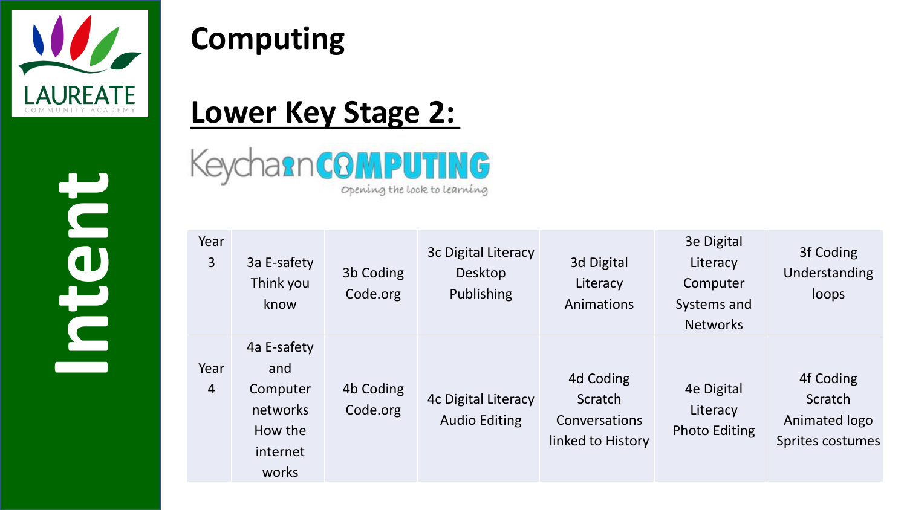Intent

# Computing

## Lower Key Stage 2:

Keychain COMPUTING
Opening the lock to learning

| Year 3 | 3a E-safety Think you know | 3b Coding Code.org | 3c Digital Literacy Desktop Publishing | 3d Digital Literacy Animations | 3e Digital Literacy Computer Systems and Networks | 3f Coding Understanding loops |
|---|---|---|---|---|---|---|
| Year 4 | 4a E-safety and Computer networks How the internet works | 4b Coding Code.org | 4c Digital Literacy Audio Editing | 4d Coding Scratch Conversations linked to History | 4e Digital Literacy Photo Editing | 4f Coding Scratch Animated logo Sprites costumes |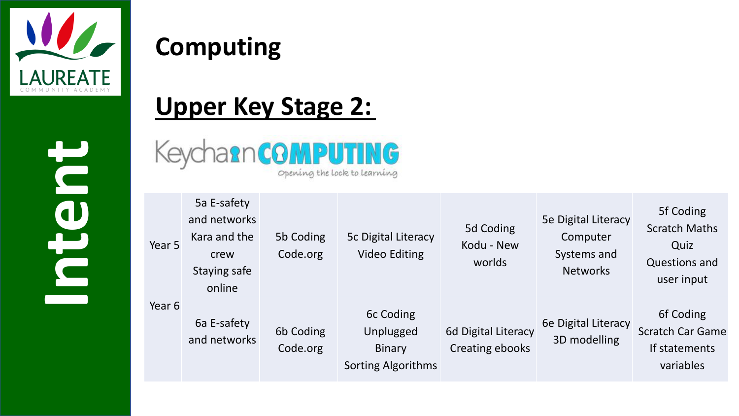LAUREATE COMMUNITY ACADEMY

Intent

# Computing

## Upper Key Stage 2:

Keychain COMPUTING
Opening the lock to learning

| | | | | | | |
|---|---|---|---|---|---|---|
| Year 5 | 5a E-safety and networks Kara and the crew Staying safe online | 5b Coding Code.org | 5c Digital Literacy Video Editing | 5d Coding Kodu - New worlds | 5e Digital Literacy Computer Systems and Networks | 5f Coding Scratch Maths Quiz Questions and user input |
| Year 6 | 6a E-safety and networks | 6b Coding Code.org | 6c Coding Unplugged Binary Sorting Algorithms | 6d Digital Literacy Creating ebooks | 6e Digital Literacy 3D modelling | 6f Coding Scratch Car Game If statements variables |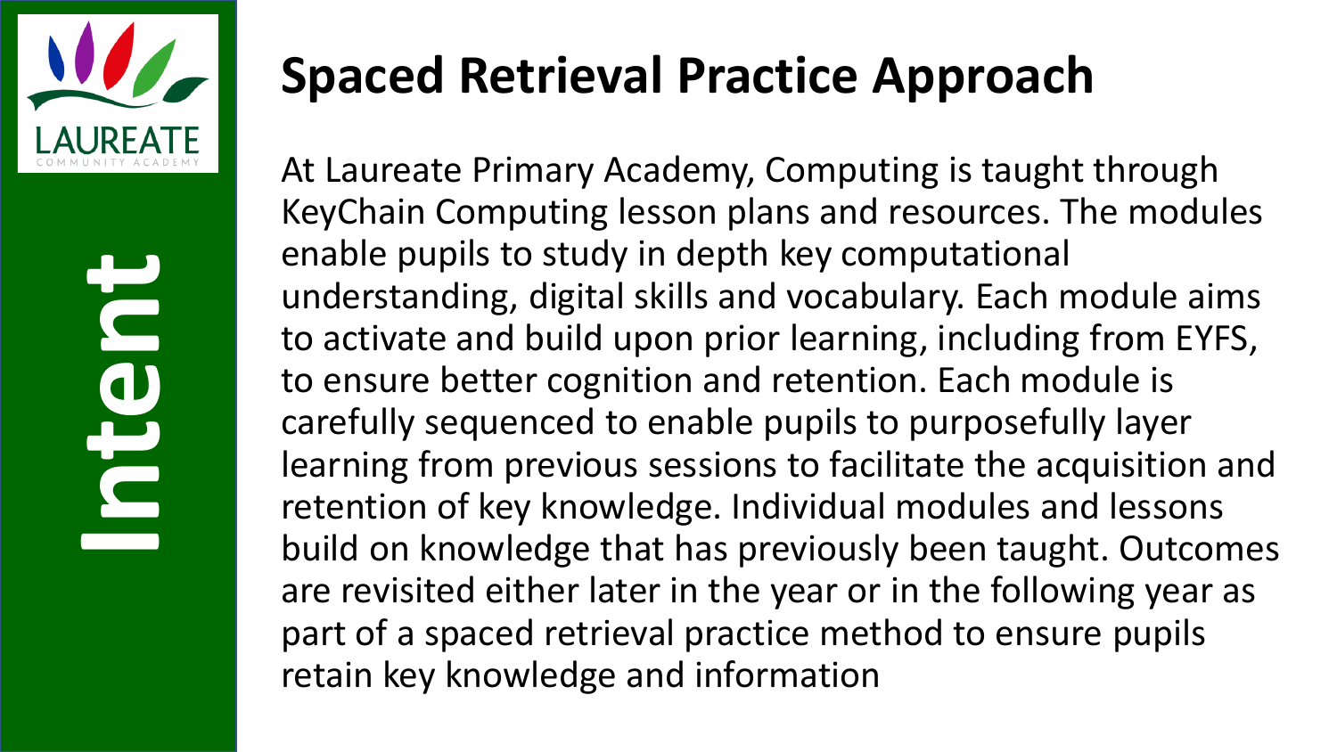Intent

# Spaced Retrieval Practice Approach

At Laureate Primary Academy, Computing is taught through KeyChain Computing lesson plans and resources. The modules enable pupils to study in depth key computational understanding, digital skills and vocabulary. Each module aims to activate and build upon prior learning, including from EYFS, to ensure better cognition and retention. Each module is carefully sequenced to enable pupils to purposefully layer learning from previous sessions to facilitate the acquisition and retention of key knowledge. Individual modules and lessons build on knowledge that has previously been taught. Outcomes are revisited either later in the year or in the following year as part of a spaced retrieval practice method to ensure pupils retain key knowledge and information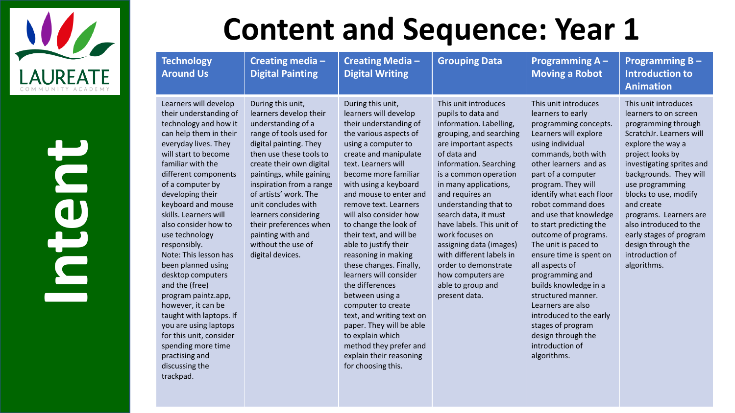# Content and Sequence: Year 1

LAUREATE COMMUNITY ACADEMY

**Intent**

| Technology Around Us | Creating media – Digital Painting | Creating Media – Digital Writing | Grouping Data | Programming A – Moving a Robot | Programming B – Introduction to Animation |
|---|---|---|---|---|---|
| Learners will develop their understanding of technology and how it can help them in their everyday lives. They will start to become familiar with the different components of a computer by developing their keyboard and mouse skills. Learners will also consider how to use technology responsibly. Note: This lesson has been planned using desktop computers and the (free) program paintz.app, however, it can be taught with laptops. If you are using laptops for this unit, consider spending more time practising and discussing the trackpad. | During this unit, learners develop their understanding of a range of tools used for digital painting. They then use these tools to create their own digital paintings, while gaining inspiration from a range of artists' work. The unit concludes with learners considering their preferences when painting with and without the use of digital devices. | During this unit, learners will develop their understanding of the various aspects of using a computer to create and manipulate text. Learners will become more familiar with using a keyboard and mouse to enter and remove text. Learners will also consider how to change the look of their text, and will be able to justify their reasoning in making these changes. Finally, learners will consider the differences between using a computer to create text, and writing text on paper. They will be able to explain which method they prefer and explain their reasoning for choosing this. | This unit introduces pupils to data and information. Labelling, grouping, and searching are important aspects of data and information. Searching is a common operation in many applications, and requires an understanding that to search data, it must have labels. This unit of work focuses on assigning data (images) with different labels in order to demonstrate how computers are able to group and present data. | This unit introduces learners to early programming concepts. Learners will explore using individual commands, both with other learners and as part of a computer program. They will identify what each floor robot command does and use that knowledge to start predicting the outcome of programs. The unit is paced to ensure time is spent on all aspects of programming and builds knowledge in a structured manner. Learners are also introduced to the early stages of program design through the introduction of algorithms. | This unit introduces learners to on screen programming through ScratchJr. Learners will explore the way a project looks by investigating sprites and backgrounds. They will use programming blocks to use, modify and create programs. Learners are also introduced to the early stages of program design through the introduction of algorithms. |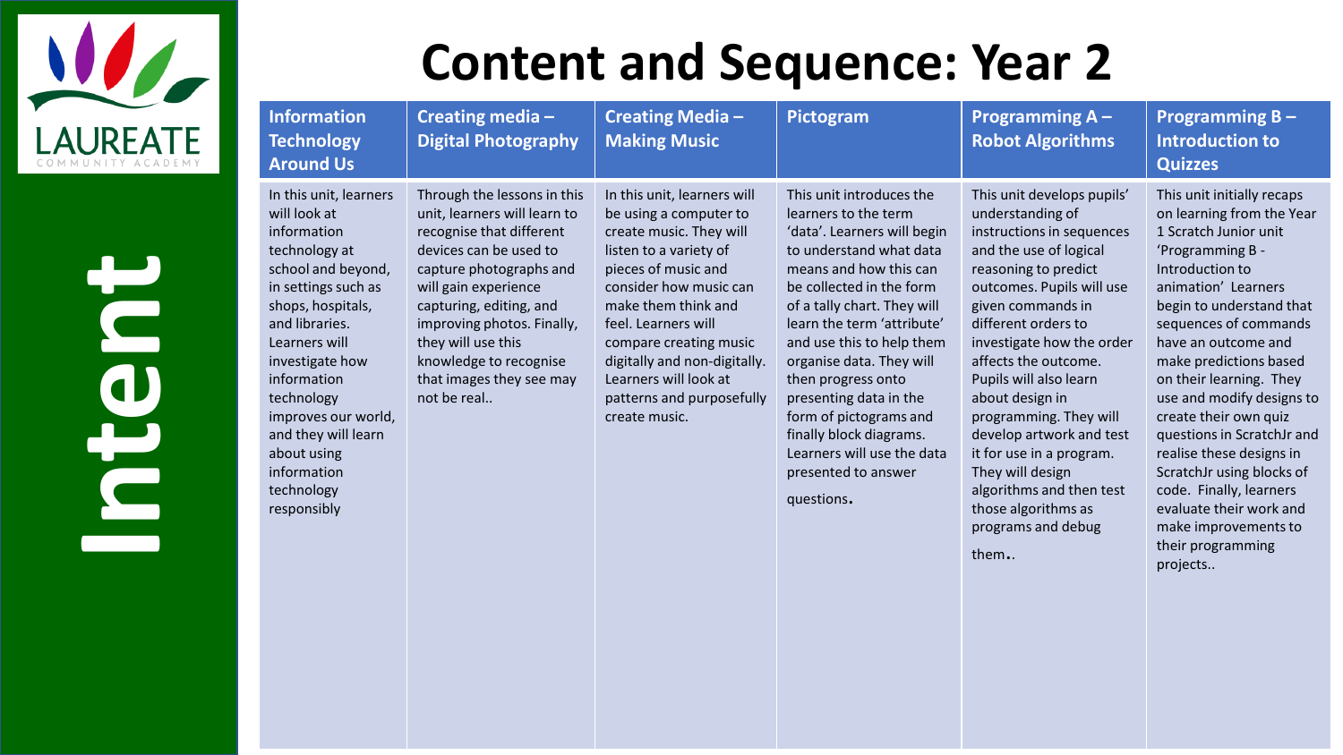# Content and Sequence: Year 2

LAUREATE COMMUNITY ACADEMY

**Intent**

| Information Technology Around Us | Creating media – Digital Photography | Creating Media – Making Music | Pictogram | Programming A – Robot Algorithms | Programming B – Introduction to Quizzes |
|---|---|---|---|---|---|
| In this unit, learners will look at information technology at school and beyond, in settings such as shops, hospitals, and libraries. Learners will investigate how information technology improves our world, and they will learn about using information technology responsibly | Through the lessons in this unit, learners will learn to recognise that different devices can be used to capture photographs and will gain experience capturing, editing, and improving photos. Finally, they will use this knowledge to recognise that images they see may not be real.. | In this unit, learners will be using a computer to create music. They will listen to a variety of pieces of music and consider how music can make them think and feel. Learners will compare creating music digitally and non-digitally. Learners will look at patterns and purposefully create music. | This unit introduces the learners to the term 'data'. Learners will begin to understand what data means and how this can be collected in the form of a tally chart. They will learn the term 'attribute' and use this to help them organise data. They will then progress onto presenting data in the form of pictograms and finally block diagrams. Learners will use the data presented to answer questions. | This unit develops pupils' understanding of instructions in sequences and the use of logical reasoning to predict outcomes. Pupils will use given commands in different orders to investigate how the order affects the outcome. Pupils will also learn about design in programming. They will develop artwork and test it for use in a program. They will design algorithms and then test those algorithms as programs and debug them.. | This unit initially recaps on learning from the Year 1 Scratch Junior unit 'Programming B - Introduction to animation' Learners begin to understand that sequences of commands have an outcome and make predictions based on their learning. They use and modify designs to create their own quiz questions in ScratchJr and realise these designs in ScratchJr using blocks of code. Finally, learners evaluate their work and make improvements to their programming projects.. |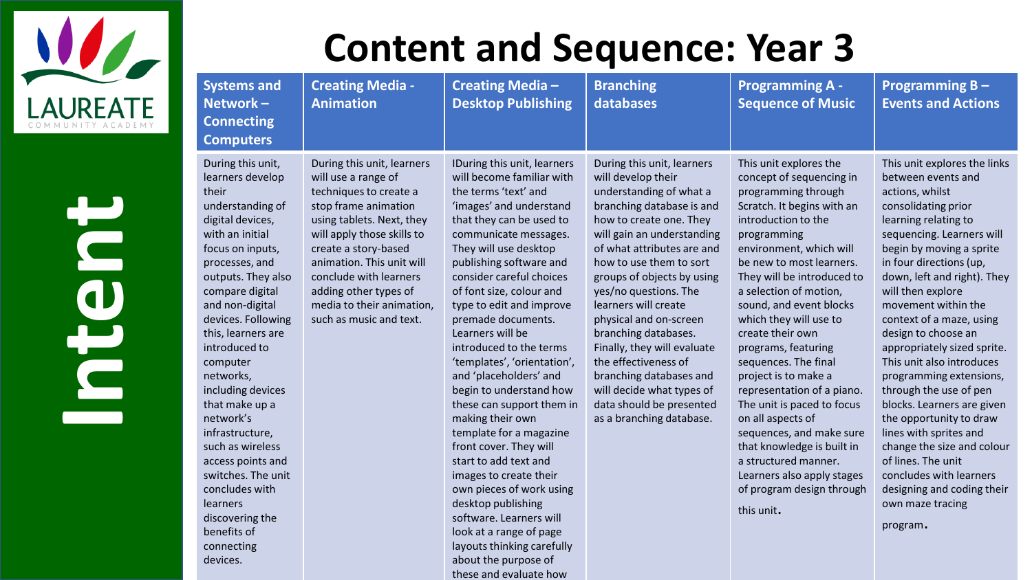# Content and Sequence: Year 3

**Intent**

| Systems and Network – Connecting Computers | Creating Media - Animation | Creating Media – Desktop Publishing | Branching databases | Programming A - Sequence of Music | Programming B – Events and Actions |
|---|---|---|---|---|---|
| During this unit, learners develop their understanding of digital devices, with an initial focus on inputs, processes, and outputs. They also compare digital and non-digital devices. Following this, learners are introduced to computer networks, including devices that make up a network's infrastructure, such as wireless access points and switches. The unit concludes with learners discovering the benefits of connecting devices. | During this unit, learners will use a range of techniques to create a stop frame animation using tablets. Next, they will apply those skills to create a story-based animation. This unit will conclude with learners adding other types of media to their animation, such as music and text. | IDuring this unit, learners will become familiar with the terms 'text' and 'images' and understand that they can be used to communicate messages. They will use desktop publishing software and consider careful choices of font size, colour and type to edit and improve premade documents. Learners will be introduced to the terms 'templates', 'orientation', and 'placeholders' and begin to understand how these can support them in making their own template for a magazine front cover. They will start to add text and images to create their own pieces of work using desktop publishing software. Learners will look at a range of page layouts thinking carefully about the purpose of these and evaluate how | During this unit, learners will develop their understanding of what a branching database is and how to create one. They will gain an understanding of what attributes are and how to use them to sort groups of objects by using yes/no questions. The learners will create physical and on-screen branching databases. Finally, they will evaluate the effectiveness of branching databases and will decide what types of data should be presented as a branching database. | This unit explores the concept of sequencing in programming through Scratch. It begins with an introduction to the programming environment, which will be new to most learners. They will be introduced to a selection of motion, sound, and event blocks which they will use to create their own programs, featuring sequences. The final project is to make a representation of a piano. The unit is paced to focus on all aspects of sequences, and make sure that knowledge is built in a structured manner. Learners also apply stages of program design through this unit. | This unit explores the links between events and actions, whilst consolidating prior learning relating to sequencing. Learners will begin by moving a sprite in four directions (up, down, left and right). They will then explore movement within the context of a maze, using design to choose an appropriately sized sprite. This unit also introduces programming extensions, through the use of pen blocks. Learners are given the opportunity to draw lines with sprites and change the size and colour of lines. The unit concludes with learners designing and coding their own maze tracing program. |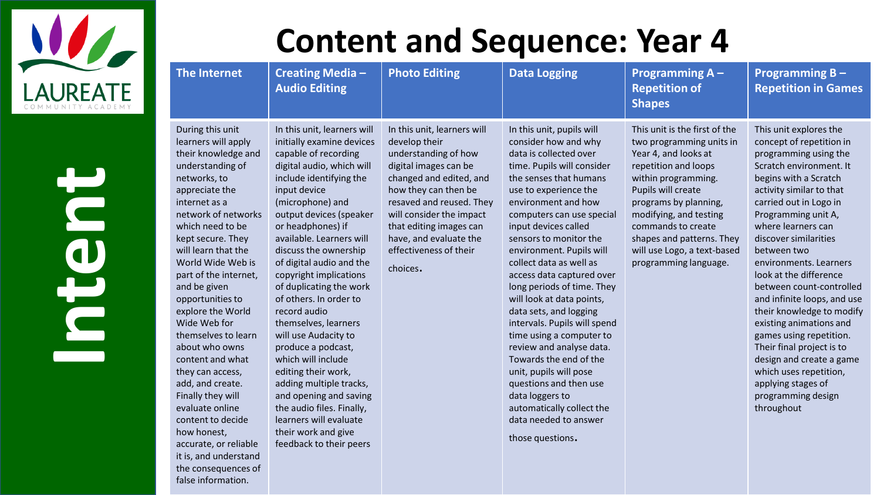# Content and Sequence: Year 4

**Intent**

| The Internet | Creating Media – Audio Editing | Photo Editing | Data Logging | Programming A – Repetition of Shapes | Programming B – Repetition in Games |
|---|---|---|---|---|---|
| During this unit learners will apply their knowledge and understanding of networks, to appreciate the internet as a network of networks which need to be kept secure. They will learn that the World Wide Web is part of the internet, and be given opportunities to explore the World Wide Web for themselves to learn about who owns content and what they can access, add, and create. Finally they will evaluate online content to decide how honest, accurate, or reliable it is, and understand the consequences of false information. | In this unit, learners will initially examine devices capable of recording digital audio, which will include identifying the input device (microphone) and output devices (speaker or headphones) if available. Learners will discuss the ownership of digital audio and the copyright implications of duplicating the work of others. In order to record audio themselves, learners will use Audacity to produce a podcast, which will include editing their work, adding multiple tracks, and opening and saving the audio files. Finally, learners will evaluate their work and give feedback to their peers | In this unit, learners will develop their understanding of how digital images can be changed and edited, and how they can then be resaved and reused. They will consider the impact that editing images can have, and evaluate the effectiveness of their choices. | In this unit, pupils will consider how and why data is collected over time. Pupils will consider the senses that humans use to experience the environment and how computers can use special input devices called sensors to monitor the environment. Pupils will collect data as well as access data captured over long periods of time. They will look at data points, data sets, and logging intervals. Pupils will spend time using a computer to review and analyse data. Towards the end of the unit, pupils will pose questions and then use data loggers to automatically collect the data needed to answer those questions. | This unit is the first of the two programming units in Year 4, and looks at repetition and loops within programming. Pupils will create programs by planning, modifying, and testing commands to create shapes and patterns. They will use Logo, a text-based programming language. | This unit explores the concept of repetition in programming using the Scratch environment. It begins with a Scratch activity similar to that carried out in Logo in Programming unit A, where learners can discover similarities between two environments. Learners look at the difference between count-controlled and infinite loops, and use their knowledge to modify existing animations and games using repetition. Their final project is to design and create a game which uses repetition, applying stages of programming design throughout |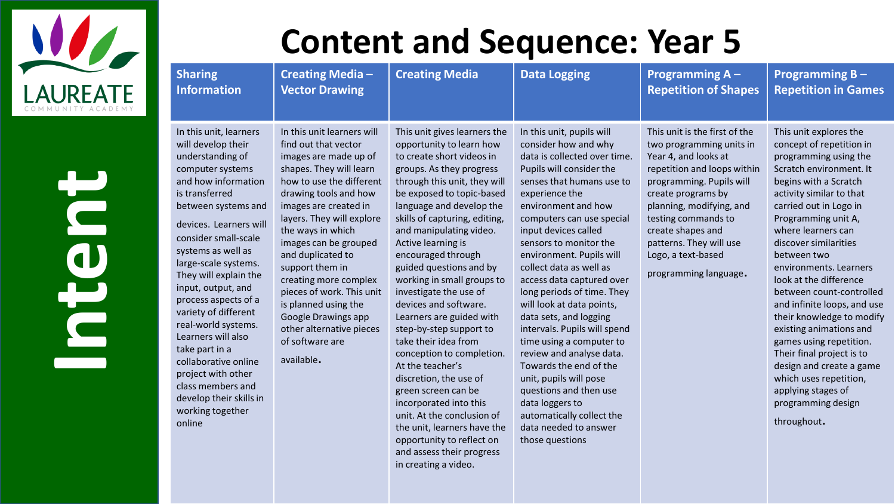# Content and Sequence: Year 5

## Intent

| Sharing Information | Creating Media – Vector Drawing | Creating Media | Data Logging | Programming A – Repetition of Shapes | Programming B – Repetition in Games |
|---|---|---|---|---|---|
| In this unit, learners will develop their understanding of computer systems and how information is transferred between systems and devices. Learners will consider small-scale systems as well as large-scale systems. They will explain the input, output, and process aspects of a variety of different real-world systems. Learners will also take part in a collaborative online project with other class members and develop their skills in working together online | In this unit learners will find out that vector images are made up of shapes. They will learn how to use the different drawing tools and how images are created in layers. They will explore the ways in which images can be grouped and duplicated to support them in creating more complex pieces of work. This unit is planned using the Google Drawings app other alternative pieces of software are available. | This unit gives learners the opportunity to learn how to create short videos in groups. As they progress through this unit, they will be exposed to topic-based language and develop the skills of capturing, editing, and manipulating video. Active learning is encouraged through guided questions and by working in small groups to investigate the use of devices and software. Learners are guided with step-by-step support to take their idea from conception to completion. At the teacher's discretion, the use of green screen can be incorporated into this unit. At the conclusion of the unit, learners have the opportunity to reflect on and assess their progress in creating a video. | In this unit, pupils will consider how and why data is collected over time. Pupils will consider the senses that humans use to experience the environment and how computers can use special input devices called sensors to monitor the environment. Pupils will collect data as well as access data captured over long periods of time. They will look at data points, data sets, and logging intervals. Pupils will spend time using a computer to review and analyse data. Towards the end of the unit, pupils will pose questions and then use data loggers to automatically collect the data needed to answer those questions | This unit is the first of the two programming units in Year 4, and looks at repetition and loops within programming. Pupils will create programs by planning, modifying, and testing commands to create shapes and patterns. They will use Logo, a text-based programming language. | This unit explores the concept of repetition in programming using the Scratch environment. It begins with a Scratch activity similar to that carried out in Logo in Programming unit A, where learners can discover similarities between two environments. Learners look at the difference between count-controlled and infinite loops, and use their knowledge to modify existing animations and games using repetition. Their final project is to design and create a game which uses repetition, applying stages of programming design throughout. |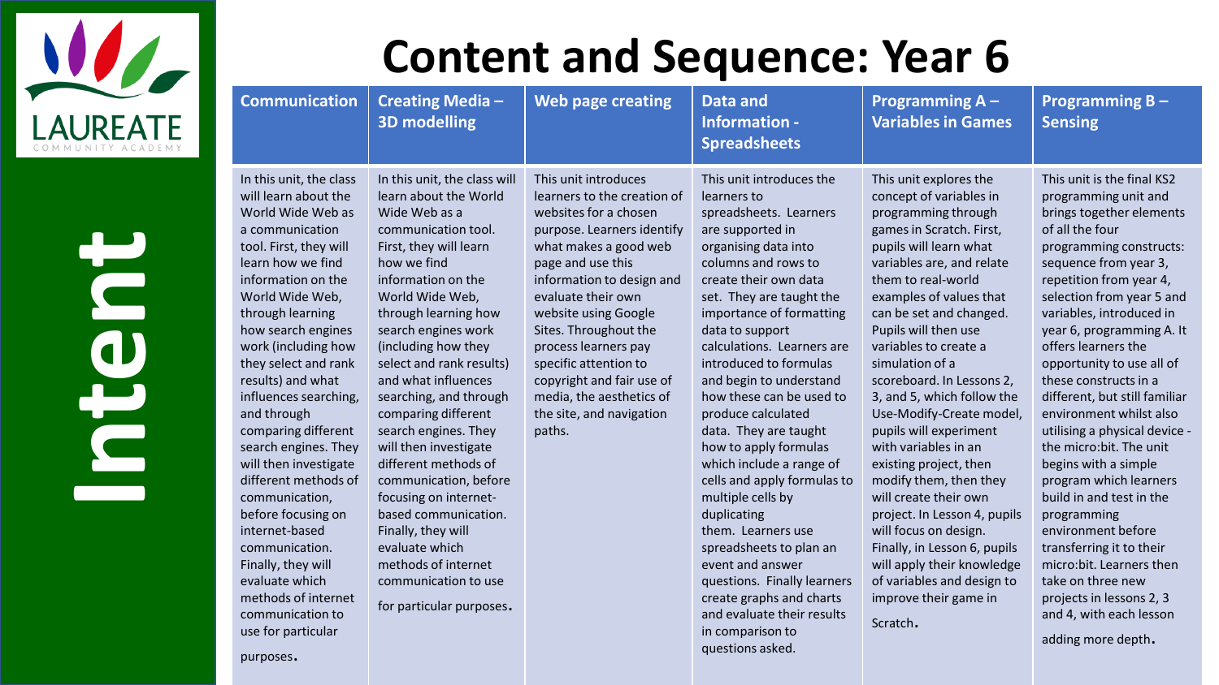# Content and Sequence: Year 6

**Intent**

| Communication | Creating Media – 3D modelling | Web page creating | Data and Information - Spreadsheets | Programming A – Variables in Games | Programming B – Sensing |
|---|---|---|---|---|---|
| In this unit, the class will learn about the World Wide Web as a communication tool. First, they will learn how we find information on the World Wide Web, through learning how search engines work (including how they select and rank results) and what influences searching, and through comparing different search engines. They will then investigate different methods of communication, before focusing on internet-based communication. Finally, they will evaluate which methods of internet communication to use for particular purposes. | In this unit, the class will learn about the World Wide Web as a communication tool. First, they will learn how we find information on the World Wide Web, through learning how search engines work (including how they select and rank results) and what influences searching, and through comparing different search engines. They will then investigate different methods of communication, before focusing on internet-based communication. Finally, they will evaluate which methods of internet communication to use for particular purposes. | This unit introduces learners to the creation of websites for a chosen purpose. Learners identify what makes a good web page and use this information to design and evaluate their own website using Google Sites. Throughout the process learners pay specific attention to copyright and fair use of media, the aesthetics of the site, and navigation paths. | This unit introduces the learners to spreadsheets. Learners are supported in organising data into columns and rows to create their own data set. They are taught the importance of formatting data to support calculations. Learners are introduced to formulas and begin to understand how these can be used to produce calculated data. They are taught how to apply formulas which include a range of cells and apply formulas to multiple cells by duplicating them. Learners use spreadsheets to plan an event and answer questions. Finally learners create graphs and charts and evaluate their results in comparison to questions asked. | This unit explores the concept of variables in programming through games in Scratch. First, pupils will learn what variables are, and relate them to real-world examples of values that can be set and changed. Pupils will then use variables to create a simulation of a scoreboard. In Lessons 2, 3, and 5, which follow the Use-Modify-Create model, pupils will experiment with variables in an existing project, then modify them, then they will create their own project. In Lesson 4, pupils will focus on design. Finally, in Lesson 6, pupils will apply their knowledge of variables and design to improve their game in Scratch. | This unit is the final KS2 programming unit and brings together elements of all the four programming constructs: sequence from year 3, repetition from year 4, selection from year 5 and variables, introduced in year 6, programming A. It offers learners the opportunity to use all of these constructs in a different, but still familiar environment whilst also utilising a physical device - the micro:bit. The unit begins with a simple program which learners build in and test in the programming environment before transferring it to their micro:bit. Learners then take on three new projects in lessons 2, 3 and 4, with each lesson adding more depth. |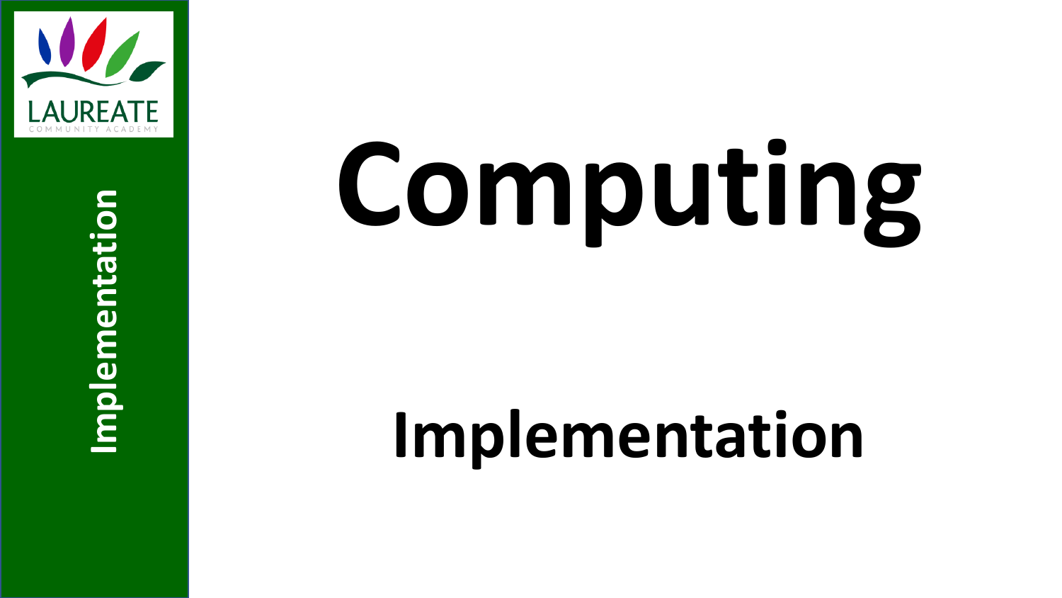# Computing

## Implementation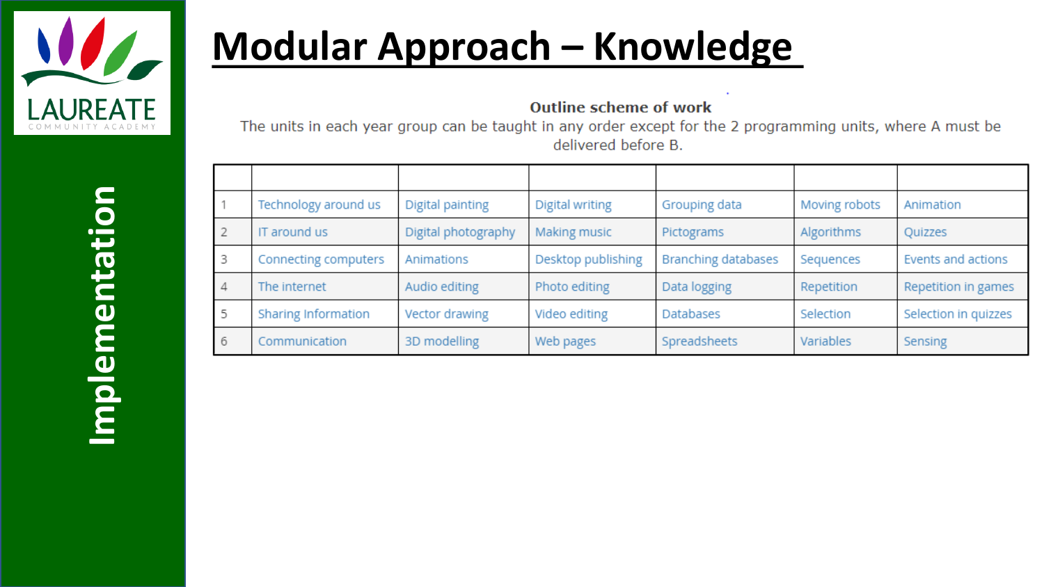Implementation

# Modular Approach – Knowledge

**Outline scheme of work**

The units in each year group can be taught in any order except for the 2 programming units, where A must be delivered before B.

| | | | | | | |
|---|---|---|---|---|---|---|
| 1 | Technology around us | Digital painting | Digital writing | Grouping data | Moving robots | Animation |
| 2 | IT around us | Digital photography | Making music | Pictograms | Algorithms | Quizzes |
| 3 | Connecting computers | Animations | Desktop publishing | Branching databases | Sequences | Events and actions |
| 4 | The internet | Audio editing | Photo editing | Data logging | Repetition | Repetition in games |
| 5 | Sharing Information | Vector drawing | Video editing | Databases | Selection | Selection in quizzes |
| 6 | Communication | 3D modelling | Web pages | Spreadsheets | Variables | Sensing |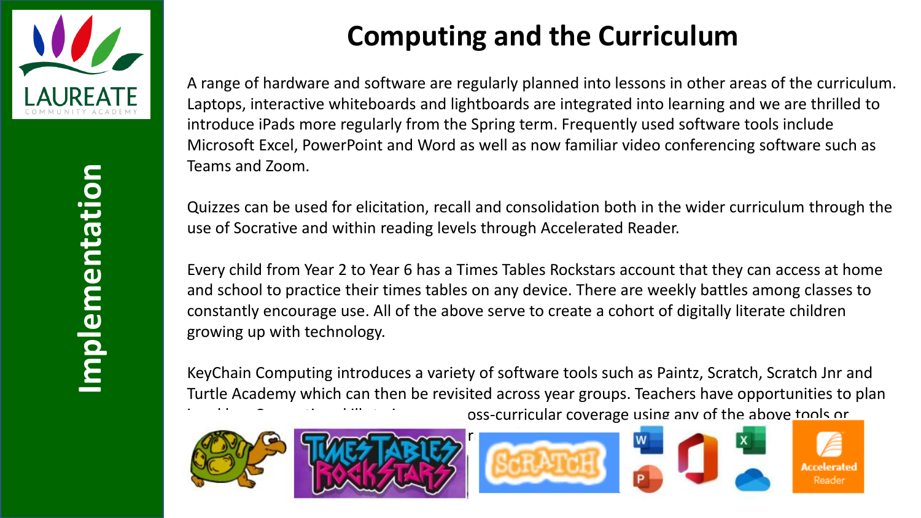Implementation

# Computing and the Curriculum

A range of hardware and software are regularly planned into lessons in other areas of the curriculum. Laptops, interactive whiteboards and lightboards are integrated into learning and we are thrilled to introduce iPads more regularly from the Spring term. Frequently used software tools include Microsoft Excel, PowerPoint and Word as well as now familiar video conferencing software such as Teams and Zoom.

Quizzes can be used for elicitation, recall and consolidation both in the wider curriculum through the use of Socrative and within reading levels through Accelerated Reader.

Every child from Year 2 to Year 6 has a Times Tables Rockstars account that they can access at home and school to practice their times tables on any device. There are weekly battles among classes to constantly encourage use. All of the above serve to create a cohort of digitally literate children growing up with technology.

KeyChain Computing introduces a variety of software tools such as Paintz, Scratch, Scratch Jnr and Turtle Academy which can then be revisited across year groups. Teachers have opportunities to plan ... oss-curricular coverage using any of the above tools or ... r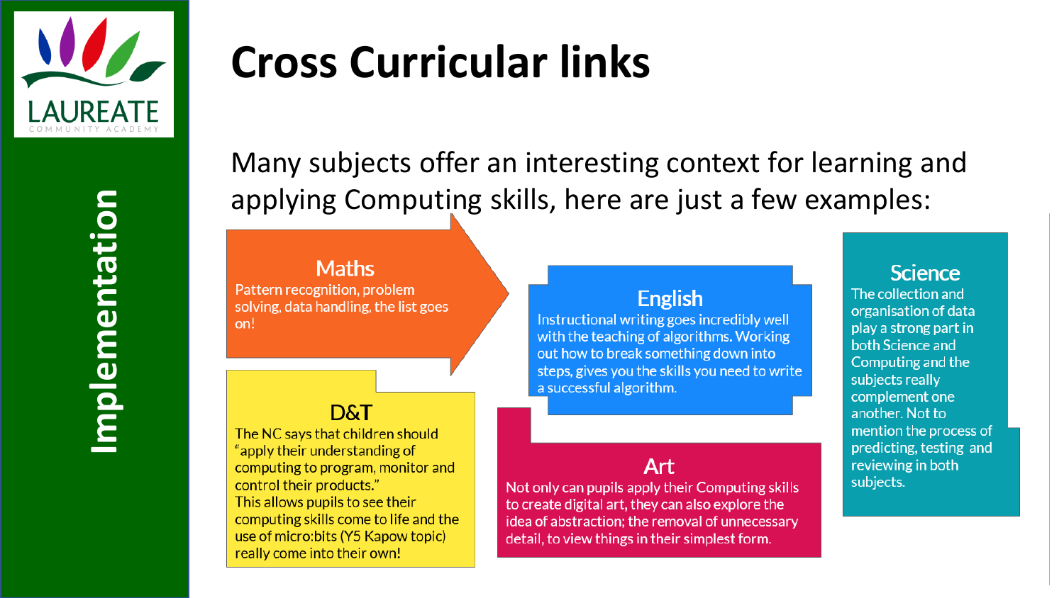# Cross Curricular links

Implementation

Many subjects offer an interesting context for learning and applying Computing skills, here are just a few examples:

## Maths

Pattern recognition, problem solving, data handling, the list goes on!

## English

Instructional writing goes incredibly well with the teaching of algorithms. Working out how to break something down into steps, gives you the skills you need to write a successful algorithm.

## Science

The collection and organisation of data play a strong part in both Science and Computing and the subjects really complement one another. Not to mention the process of predicting, testing and reviewing in both subjects.

## D&T

The NC says that children should "apply their understanding of computing to program, monitor and control their products."
This allows pupils to see their computing skills come to life and the use of micro:bits (Y5 Kapow topic) really come into their own!

## Art

Not only can pupils apply their Computing skills to create digital art, they can also explore the idea of abstraction; the removal of unnecessary detail, to view things in their simplest form.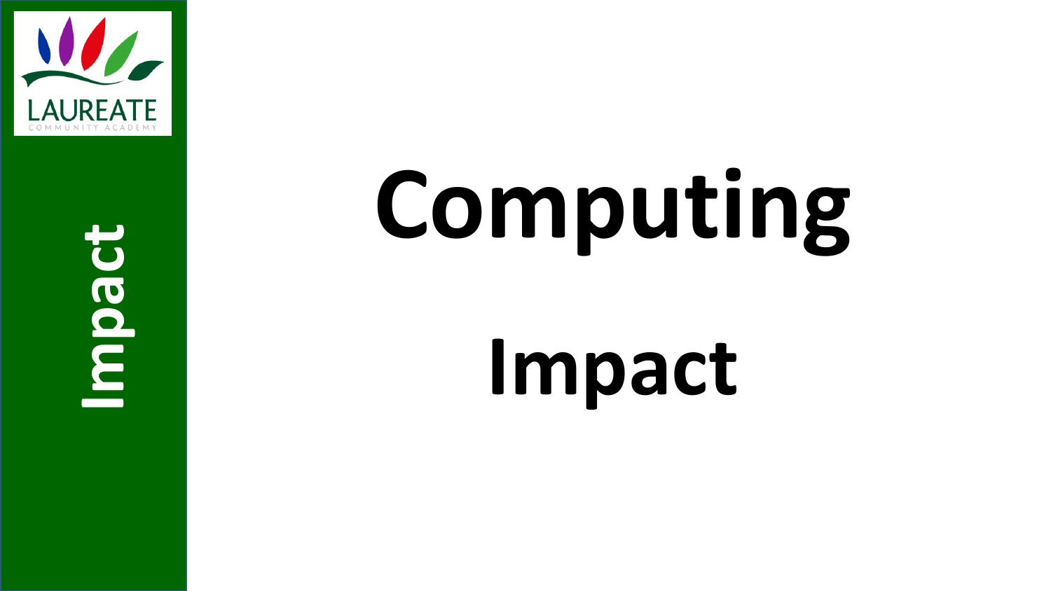# Computing

## Impact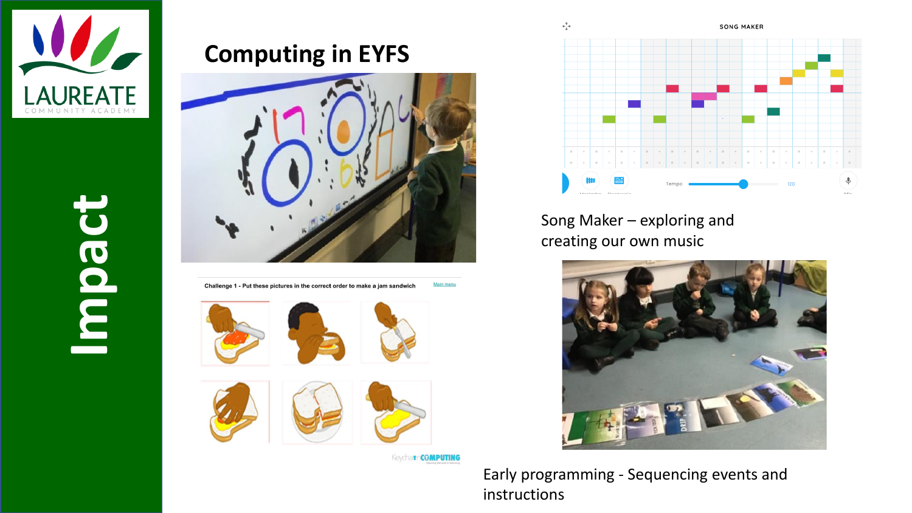# Impact

## Computing in EYFS

Song Maker – exploring and creating our own music

Early programming - Sequencing events and instructions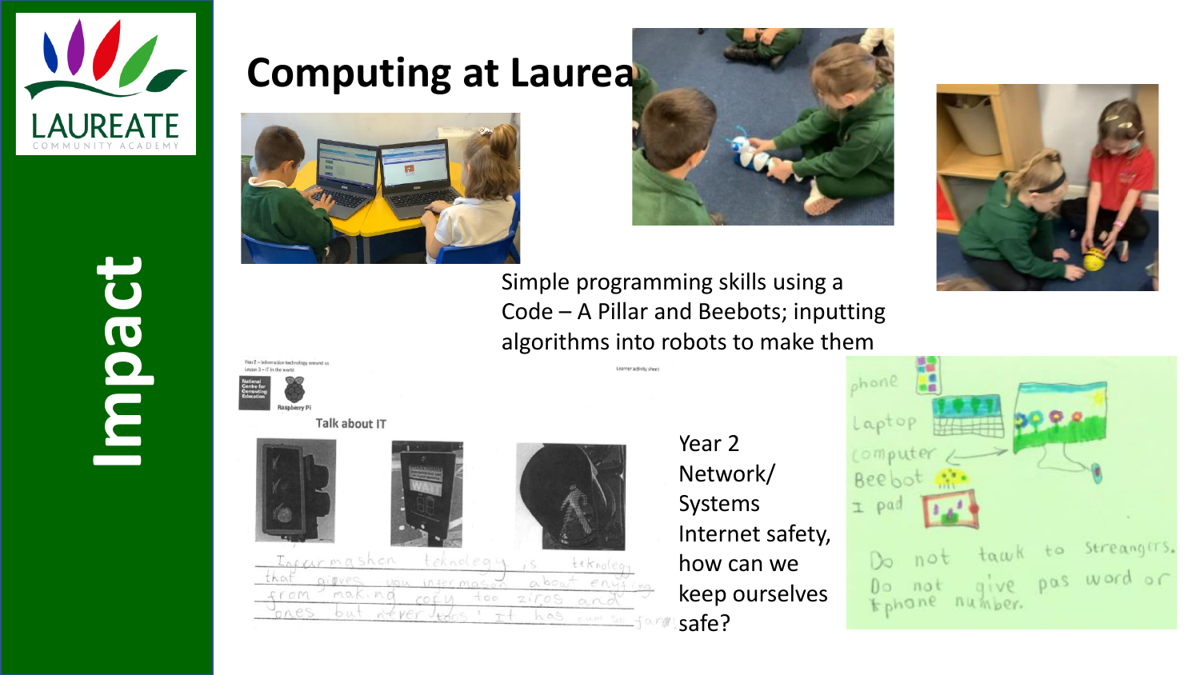# Impact

## Computing at Laureate

Simple programming skills using a Code – A Pillar and Beebots; inputting algorithms into robots to make them

Year 2 Network/ Systems Internet safety, how can we keep ourselves safe?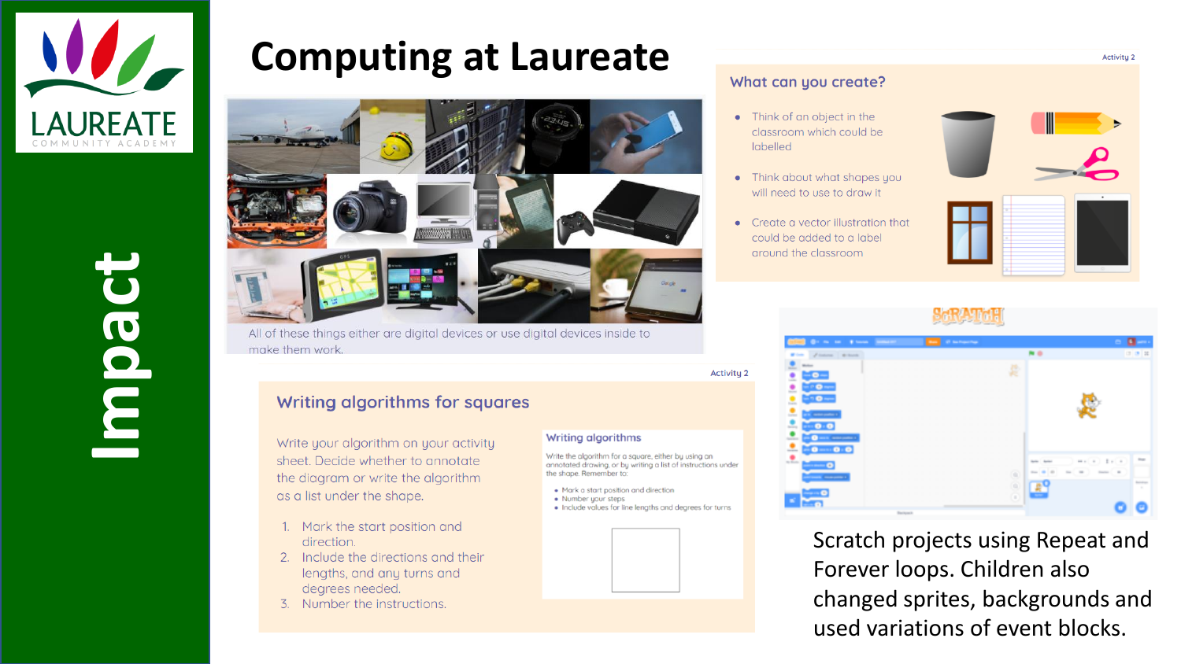# Computing at Laureate

LAUREATE COMMUNITY ACADEMY

Impact

All of these things either are digital devices or use digital devices inside to make them work.

Activity 2

## What can you create?

- Think of an object in the classroom which could be labelled
- Think about what shapes you will need to use to draw it
- Create a vector illustration that could be added to a label around the classroom

Activity 2

## Writing algorithms for squares

Write your algorithm on your activity sheet. Decide whether to annotate the diagram or write the algorithm as a list under the shape.

1. Mark the start position and direction.
2. Include the directions and their lengths, and any turns and degrees needed.
3. Number the instructions.

### Writing algorithms

Write the algorithm for a square, either by using an annotated drawing, or by writing a list of instructions under the shape. Remember to:

- Mark a start position and direction
- Number your steps
- Include values for line lengths and degrees for turns

SCRATCH

Scratch projects using Repeat and Forever loops. Children also changed sprites, backgrounds and used variations of event blocks.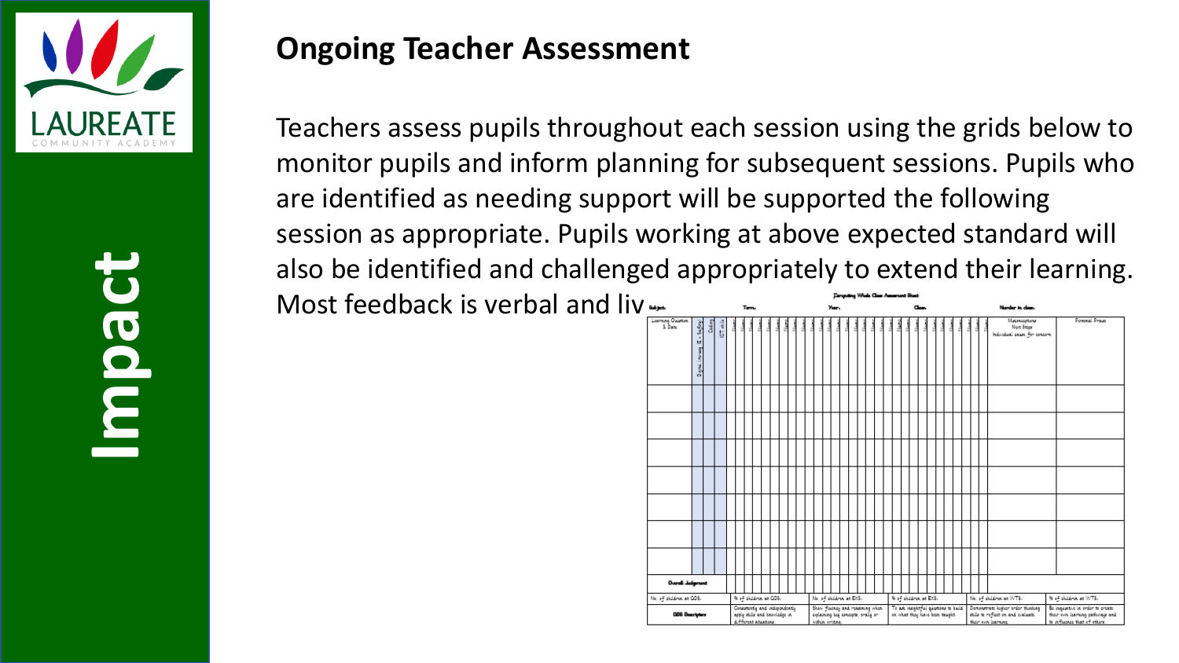# Impact

## Ongoing Teacher Assessment

Teachers assess pupils throughout each session using the grids below to monitor pupils and inform planning for subsequent sessions. Pupils who are identified as needing support will be supported the following session as appropriate. Pupils working at above expected standard will also be identified and challenged appropriately to extend their learning. Most feedback is verbal and liv

**Computing Whole Class Assessment Sheet**

**Subject:** **Term:** **Year:** **Class:** **Number in class:**

| Learning Question & Date | Digital literacy (E-Safety) | Coding | ICT skills | Name | Misconceptions / Next Steps / Individual cases for concern | Personal Praise |
|---|---|---|---|---|---|---|
| | | | | | | |
| | | | | | | |
| | | | | | | |
| | | | | | | |
| | | | | | | |
| | | | | | | |
| | | | | | | |
| **Overall Judgement** | | | | | | |

| No. of children at GDS: | % of children at GDS: | No. of children at EXS: | % of children at EXS: | No. of children at WTS: | % of children at WTS: |
|---|---|---|---|---|---|
| **GDS Descriptors** | Consistently and independently apply skills and knowledge in different situations. | Show fluency and reasoning when explaining key concepts, orally or within writing. | To ask insightful questions to build on what they have been taught. | Demonstrate higher order thinking skills to reflect on and evaluate their own learning. | Be inquisitive in order to create their own learning pathways and to influence that of others. |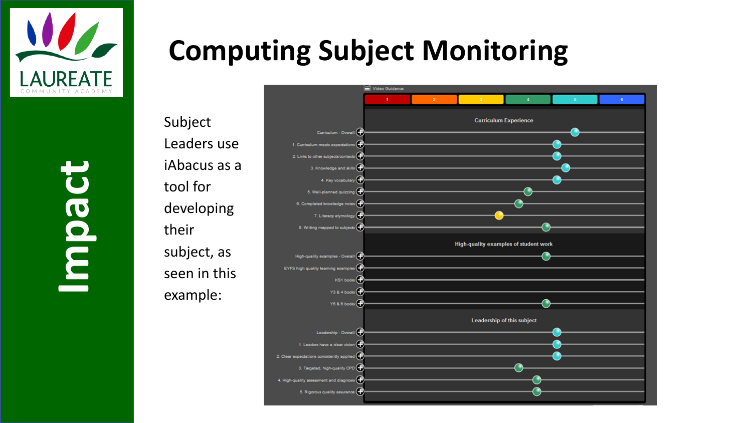LAUREATE
COMMUNITY ACADEMY

Impact

# Computing Subject Monitoring

Subject Leaders use iAbacus as a tool for developing their subject, as seen in this example:

Video Guidance

1
2
3
4
5
6

Curriculum Experience

Curriculum - Overall
1. Curriculum meets expectations
2. Links to other subjects/contexts
3. Knowledge and skills
4. Key vocabulary
5. Well-planned quizzing
6. Completed knowledge notes
7. Literacy etymology
8. Writing mapped to subjects

High-quality examples of student work

High-quality examples - Overall
EYFS high quality learning examples
KS1 books
Y3 & 4 books
Y5 & 6 books

Leadership of this subject

Leadership - Overall
1. Leaders have a clear vision
2. Clear expectations consistently applied
3. Targeted, high-quality CPD
4. High-quality assessment and diagnosis
5. Rigorous quality assurance